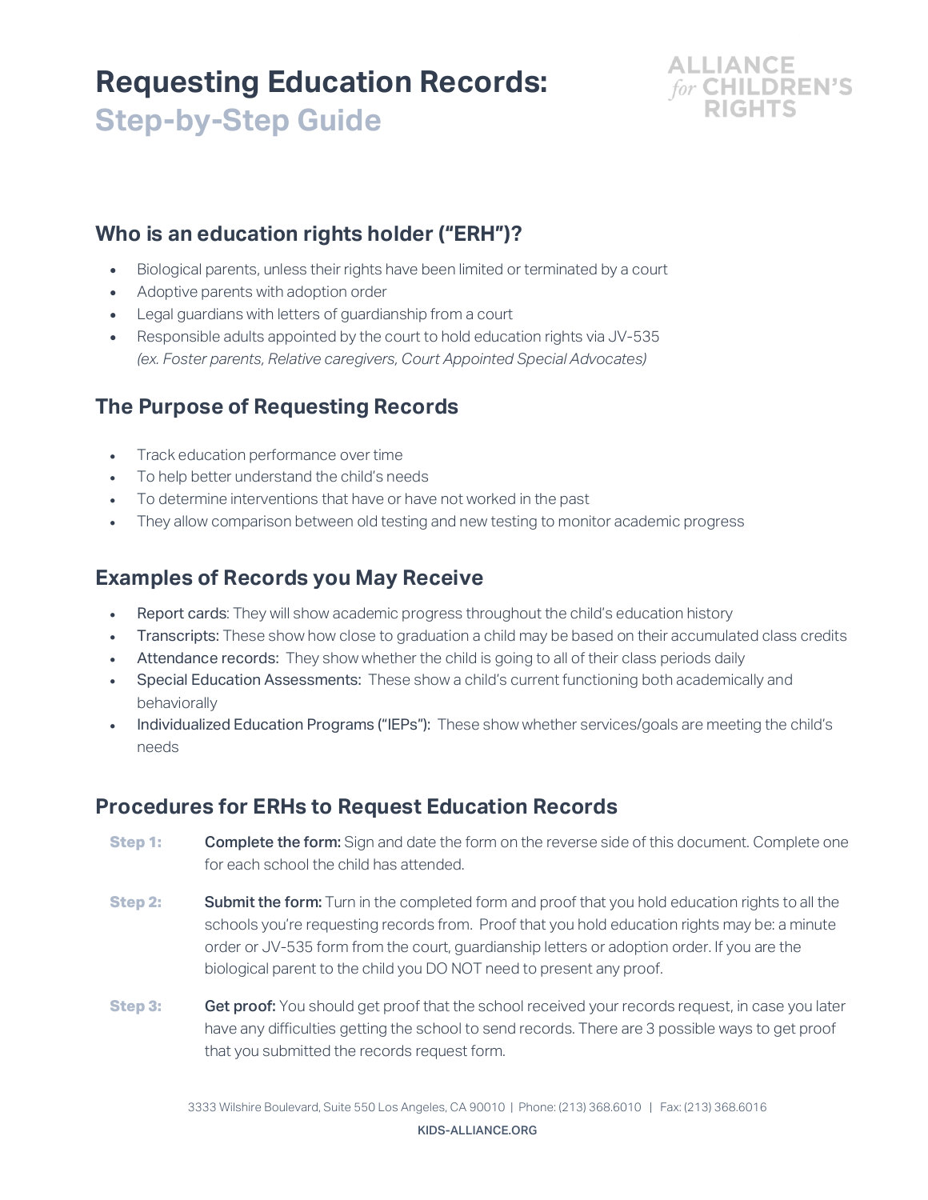# Requesting Education Records: Step-by-Step Guide

ALLIANCE *for* CHILDREN'S RIGHTS

## Who is an education rights holder ("ERH")?

- Biological parents, unless their rights have been limited or terminated by a court
- Adoptive parents with adoption order
- Legal guardians with letters of guardianship from a court
- Responsible adults appointed by the court to hold education rights via JV-535 *(ex. Foster parents, Relative caregivers, Court Appointed Special Advocates)*

## The Purpose of Requesting Records

- Track education performance over time
- To help better understand the child's needs
- To determine interventions that have or have not worked in the past
- They allow comparison between old testing and new testing to monitor academic progress

## Examples of Records you May Receive

- Report cards: They will show academic progress throughout the child's education history
- Transcripts: These show how close to graduation a child may be based on their accumulated class credits
- Attendance records: They show whether the child is going to all of their class periods daily
- Special Education Assessments: These show a child's current functioning both academically and behaviorally
- Individualized Education Programs ("IEPs"): These show whether services/goals are meeting the child's needs

## Procedures for ERHs to Request Education Records

**Step 1:** **Complete the form:** Sign and date the form on the reverse side of this document. Complete one for each school the child has attended.

**Step 2:** **Submit the form:** Turn in the completed form and proof that you hold education rights to all the schools you're requesting records from. Proof that you hold education rights may be: a minute order or JV-535 form from the court, guardianship letters or adoption order. If you are the biological parent to the child you DO NOT need to present any proof.

**Step 3:** **Get proof:** You should get proof that the school received your records request, in case you later have any difficulties getting the school to send records. There are 3 possible ways to get proof that you submitted the records request form.

3333 Wilshire Boulevard, Suite 550 Los Angeles, CA 90010 | Phone: (213) 368.6010 | Fax: (213) 368.6016

KIDS-ALLIANCE.ORG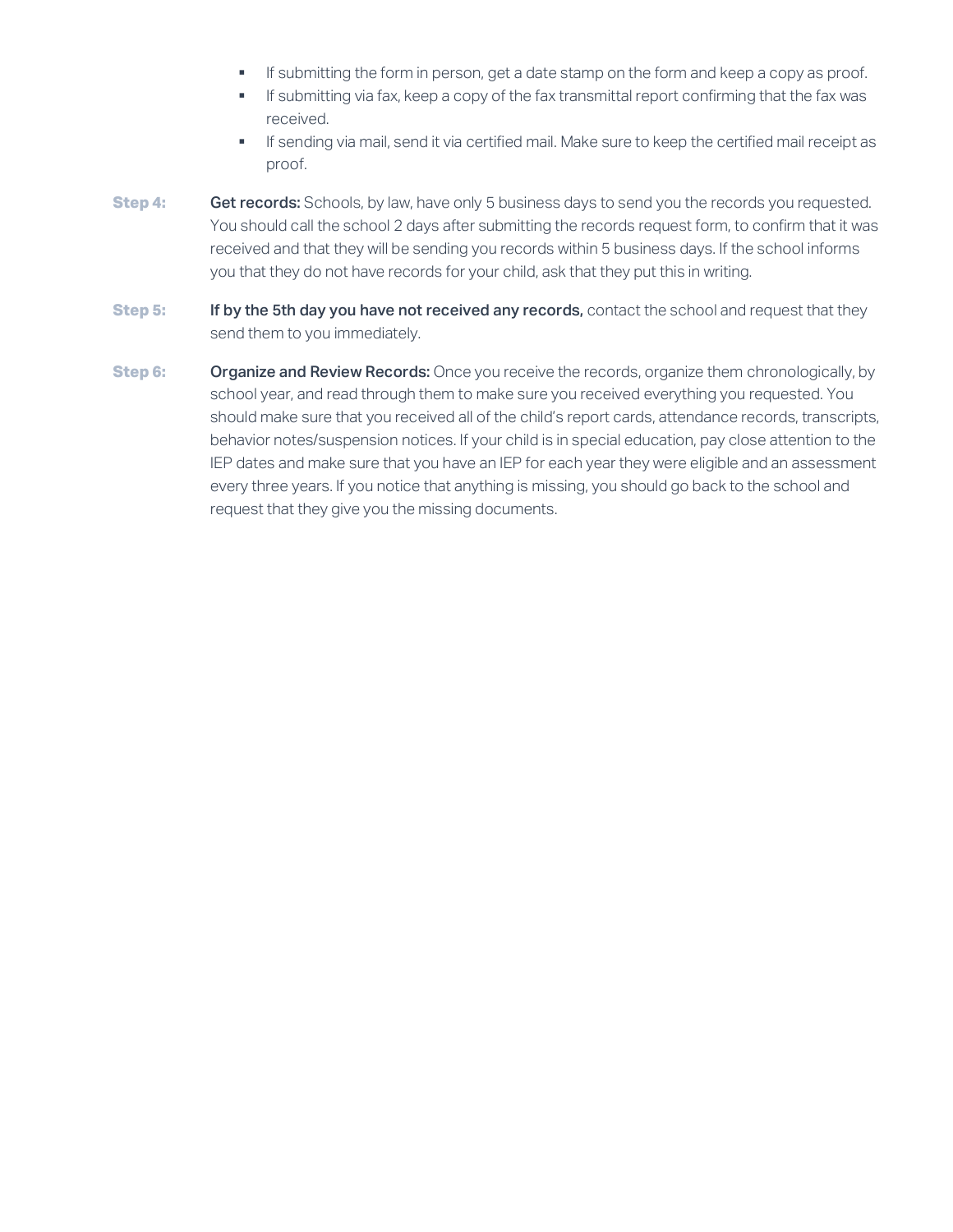- If submitting the form in person, get a date stamp on the form and keep a copy as proof.
- If submitting via fax, keep a copy of the fax transmittal report confirming that the fax was received.
- If sending via mail, send it via certified mail. Make sure to keep the certified mail receipt as proof.

**Step 4:** **Get records:** Schools, by law, have only 5 business days to send you the records you requested. You should call the school 2 days after submitting the records request form, to confirm that it was received and that they will be sending you records within 5 business days. If the school informs you that they do not have records for your child, ask that they put this in writing.

**Step 5:** **If by the 5th day you have not received any records,** contact the school and request that they send them to you immediately.

**Step 6:** **Organize and Review Records:** Once you receive the records, organize them chronologically, by school year, and read through them to make sure you received everything you requested. You should make sure that you received all of the child's report cards, attendance records, transcripts, behavior notes/suspension notices. If your child is in special education, pay close attention to the IEP dates and make sure that you have an IEP for each year they were eligible and an assessment every three years. If you notice that anything is missing, you should go back to the school and request that they give you the missing documents.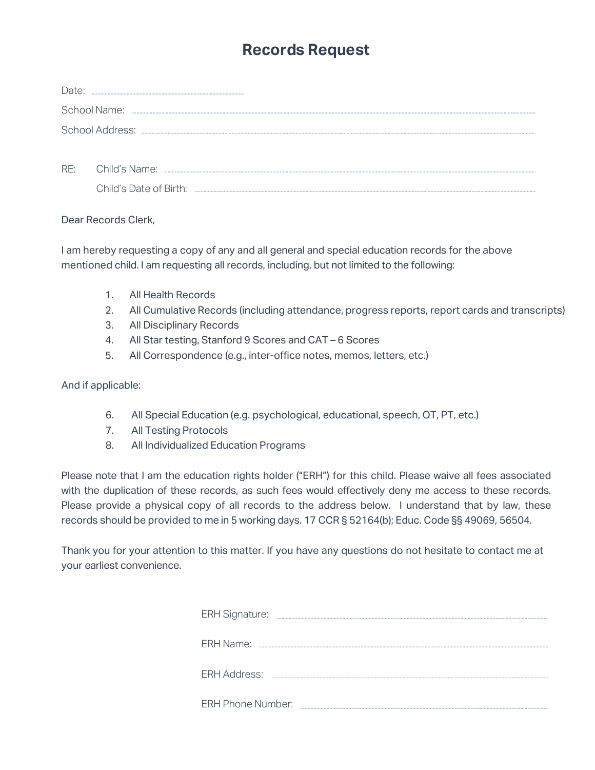# Records Request

Date: ..............................

School Name: ..............................

School Address: ..............................

RE: Child's Name: ..............................

Child's Date of Birth: ..............................

Dear Records Clerk,

I am hereby requesting a copy of any and all general and special education records for the above mentioned child. I am requesting all records, including, but not limited to the following:

1. All Health Records
2. All Cumulative Records (including attendance, progress reports, report cards and transcripts)
3. All Disciplinary Records
4. All Star testing, Stanford 9 Scores and CAT – 6 Scores
5. All Correspondence (e.g., inter-office notes, memos, letters, etc.)

And if applicable:

6. All Special Education (e.g. psychological, educational, speech, OT, PT, etc.)
7. All Testing Protocols
8. All Individualized Education Programs

Please note that I am the education rights holder ("ERH") for this child. Please waive all fees associated with the duplication of these records, as such fees would effectively deny me access to these records. Please provide a physical copy of all records to the address below. I understand that by law, these records should be provided to me in 5 working days. 17 CCR § 52164(b); Educ. Code §§ 49069, 56504.

Thank you for your attention to this matter. If you have any questions do not hesitate to contact me at your earliest convenience.

ERH Signature: ..............................

ERH Name: ..............................

ERH Address: ..............................

ERH Phone Number: ..............................